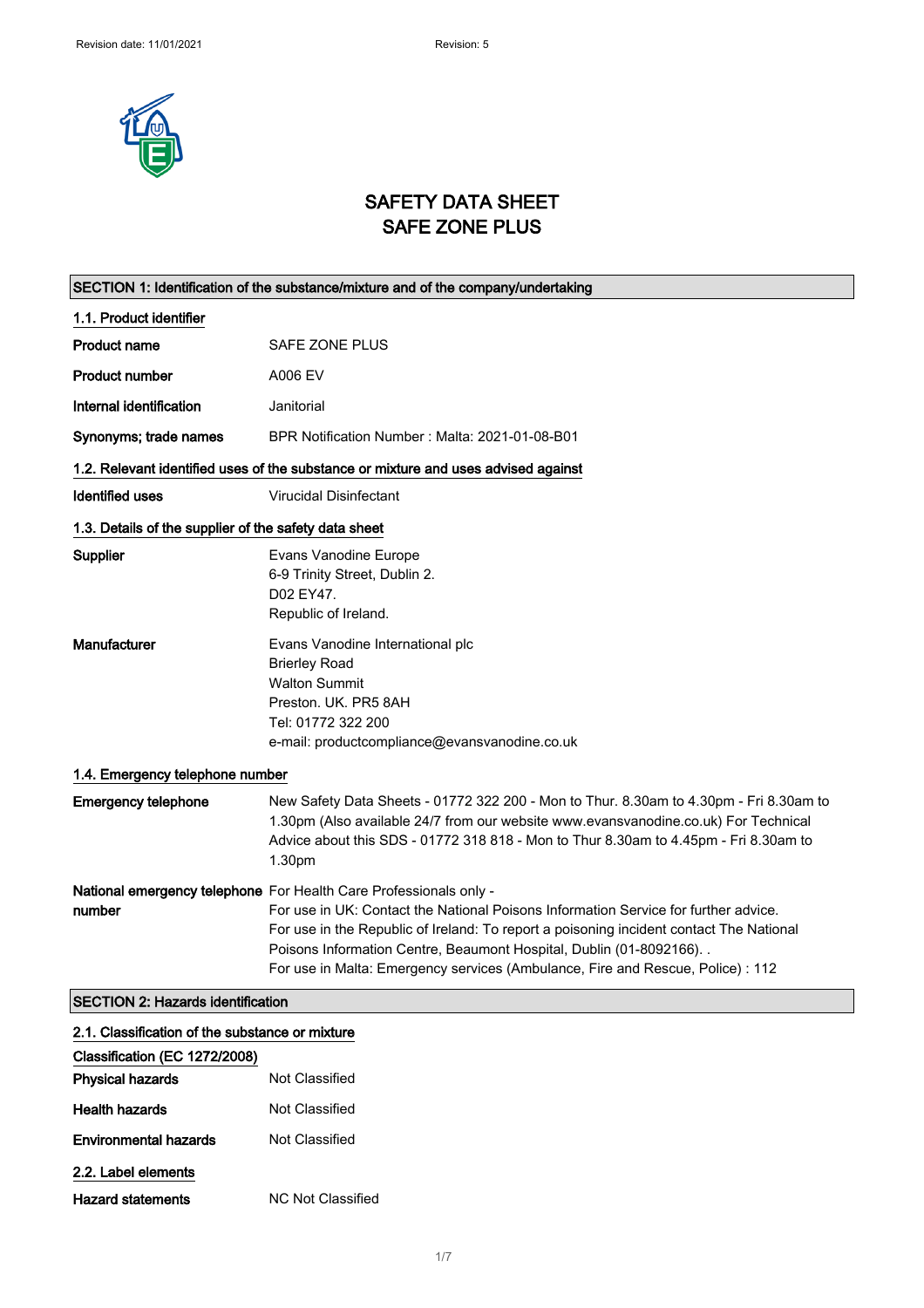Revision date: 11/01/2021    Revision: 5

# SAFETY DATA SHEET
# SAFE ZONE PLUS

## SECTION 1: Identification of the substance/mixture and of the company/undertaking

### 1.1. Product identifier

| | |
|---|---|
| **Product name** | SAFE ZONE PLUS |
| **Product number** | A006 EV |
| **Internal identification** | Janitorial |
| **Synonyms; trade names** | BPR Notification Number : Malta: 2021-01-08-B01 |

### 1.2. Relevant identified uses of the substance or mixture and uses advised against

| | |
|---|---|
| **Identified uses** | Virucidal Disinfectant |

### 1.3. Details of the supplier of the safety data sheet

| | |
|---|---|
| **Supplier** | Evans Vanodine Europe<br>6-9 Trinity Street, Dublin 2.<br>D02 EY47.<br>Republic of Ireland. |
| **Manufacturer** | Evans Vanodine International plc<br>Brierley Road<br>Walton Summit<br>Preston. UK. PR5 8AH<br>Tel: 01772 322 200<br>e-mail: productcompliance@evansvanodine.co.uk |

### 1.4. Emergency telephone number

| | |
|---|---|
| **Emergency telephone** | New Safety Data Sheets - 01772 322 200 - Mon to Thur. 8.30am to 4.30pm - Fri 8.30am to 1.30pm (Also available 24/7 from our website www.evansvanodine.co.uk) For Technical Advice about this SDS - 01772 318 818 - Mon to Thur 8.30am to 4.45pm - Fri 8.30am to 1.30pm |
| **National emergency telephone number** | For Health Care Professionals only -<br>For use in UK: Contact the National Poisons Information Service for further advice.<br>For use in the Republic of Ireland: To report a poisoning incident contact The National Poisons Information Centre, Beaumont Hospital, Dublin (01-8092166). .<br>For use in Malta: Emergency services (Ambulance, Fire and Rescue, Police) : 112 |

## SECTION 2: Hazards identification

### 2.1. Classification of the substance or mixture

**Classification (EC 1272/2008)**

| | |
|---|---|
| **Physical hazards** | Not Classified |
| **Health hazards** | Not Classified |
| **Environmental hazards** | Not Classified |

### 2.2. Label elements

| | |
|---|---|
| **Hazard statements** | NC Not Classified |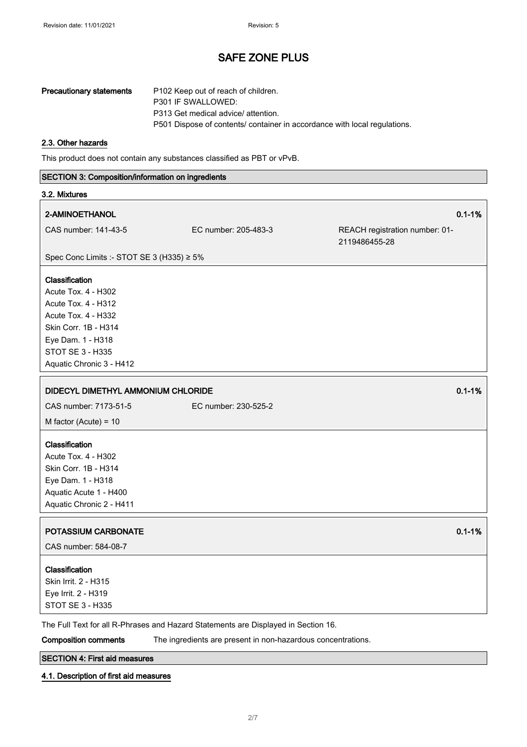# SAFE ZONE PLUS

**Precautionary statements**
P102 Keep out of reach of children.
P301 IF SWALLOWED:
P313 Get medical advice/ attention.
P501 Dispose of contents/ container in accordance with local regulations.

### 2.3. Other hazards

This product does not contain any substances classified as PBT or vPvB.

## SECTION 3: Composition/information on ingredients

### 3.2. Mixtures

**2-AMINOETHANOL** 0.1-1%

CAS number: 141-43-5 | EC number: 205-483-3 | REACH registration number: 01-2119486455-28

Spec Conc Limits :- STOT SE 3 (H335) ≥ 5%

**Classification**
Acute Tox. 4 - H302
Acute Tox. 4 - H312
Acute Tox. 4 - H332
Skin Corr. 1B - H314
Eye Dam. 1 - H318
STOT SE 3 - H335
Aquatic Chronic 3 - H412

**DIDECYL DIMETHYL AMMONIUM CHLORIDE** 0.1-1%

CAS number: 7173-51-5 | EC number: 230-525-2

M factor (Acute) = 10

**Classification**
Acute Tox. 4 - H302
Skin Corr. 1B - H314
Eye Dam. 1 - H318
Aquatic Acute 1 - H400
Aquatic Chronic 2 - H411

**POTASSIUM CARBONATE** 0.1-1%

CAS number: 584-08-7

**Classification**
Skin Irrit. 2 - H315
Eye Irrit. 2 - H319
STOT SE 3 - H335

The Full Text for all R-Phrases and Hazard Statements are Displayed in Section 16.

**Composition comments** The ingredients are present in non-hazardous concentrations.

## SECTION 4: First aid measures

### 4.1. Description of first aid measures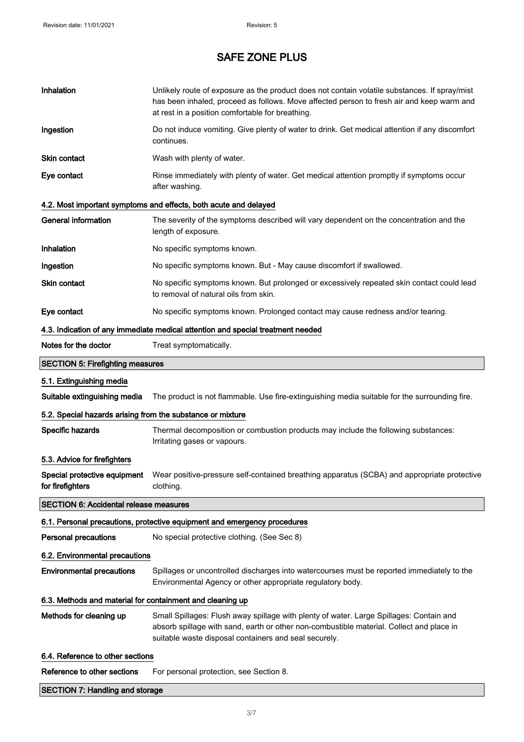| | |
|---|---|
| **Inhalation** | Unlikely route of exposure as the product does not contain volatile substances. If spray/mist has been inhaled, proceed as follows. Move affected person to fresh air and keep warm and at rest in a position comfortable for breathing. |
| **Ingestion** | Do not induce vomiting. Give plenty of water to drink. Get medical attention if any discomfort continues. |
| **Skin contact** | Wash with plenty of water. |
| **Eye contact** | Rinse immediately with plenty of water. Get medical attention promptly if symptoms occur after washing. |

### 4.2. Most important symptoms and effects, both acute and delayed

| | |
|---|---|
| **General information** | The severity of the symptoms described will vary dependent on the concentration and the length of exposure. |
| **Inhalation** | No specific symptoms known. |
| **Ingestion** | No specific symptoms known. But - May cause discomfort if swallowed. |
| **Skin contact** | No specific symptoms known. But prolonged or excessively repeated skin contact could lead to removal of natural oils from skin. |
| **Eye contact** | No specific symptoms known. Prolonged contact may cause redness and/or tearing. |

### 4.3. Indication of any immediate medical attention and special treatment needed

| | |
|---|---|
| **Notes for the doctor** | Treat symptomatically. |

## SECTION 5: Firefighting measures

### 5.1. Extinguishing media

| | |
|---|---|
| **Suitable extinguishing media** | The product is not flammable. Use fire-extinguishing media suitable for the surrounding fire. |

### 5.2. Special hazards arising from the substance or mixture

| | |
|---|---|
| **Specific hazards** | Thermal decomposition or combustion products may include the following substances: Irritating gases or vapours. |

### 5.3. Advice for firefighters

| | |
|---|---|
| **Special protective equipment for firefighters** | Wear positive-pressure self-contained breathing apparatus (SCBA) and appropriate protective clothing. |

## SECTION 6: Accidental release measures

### 6.1. Personal precautions, protective equipment and emergency procedures

| | |
|---|---|
| **Personal precautions** | No special protective clothing. (See Sec 8) |

### 6.2. Environmental precautions

| | |
|---|---|
| **Environmental precautions** | Spillages or uncontrolled discharges into watercourses must be reported immediately to the Environmental Agency or other appropriate regulatory body. |

### 6.3. Methods and material for containment and cleaning up

| | |
|---|---|
| **Methods for cleaning up** | Small Spillages: Flush away spillage with plenty of water. Large Spillages: Contain and absorb spillage with sand, earth or other non-combustible material. Collect and place in suitable waste disposal containers and seal securely. |

### 6.4. Reference to other sections

| | |
|---|---|
| **Reference to other sections** | For personal protection, see Section 8. |

## SECTION 7: Handling and storage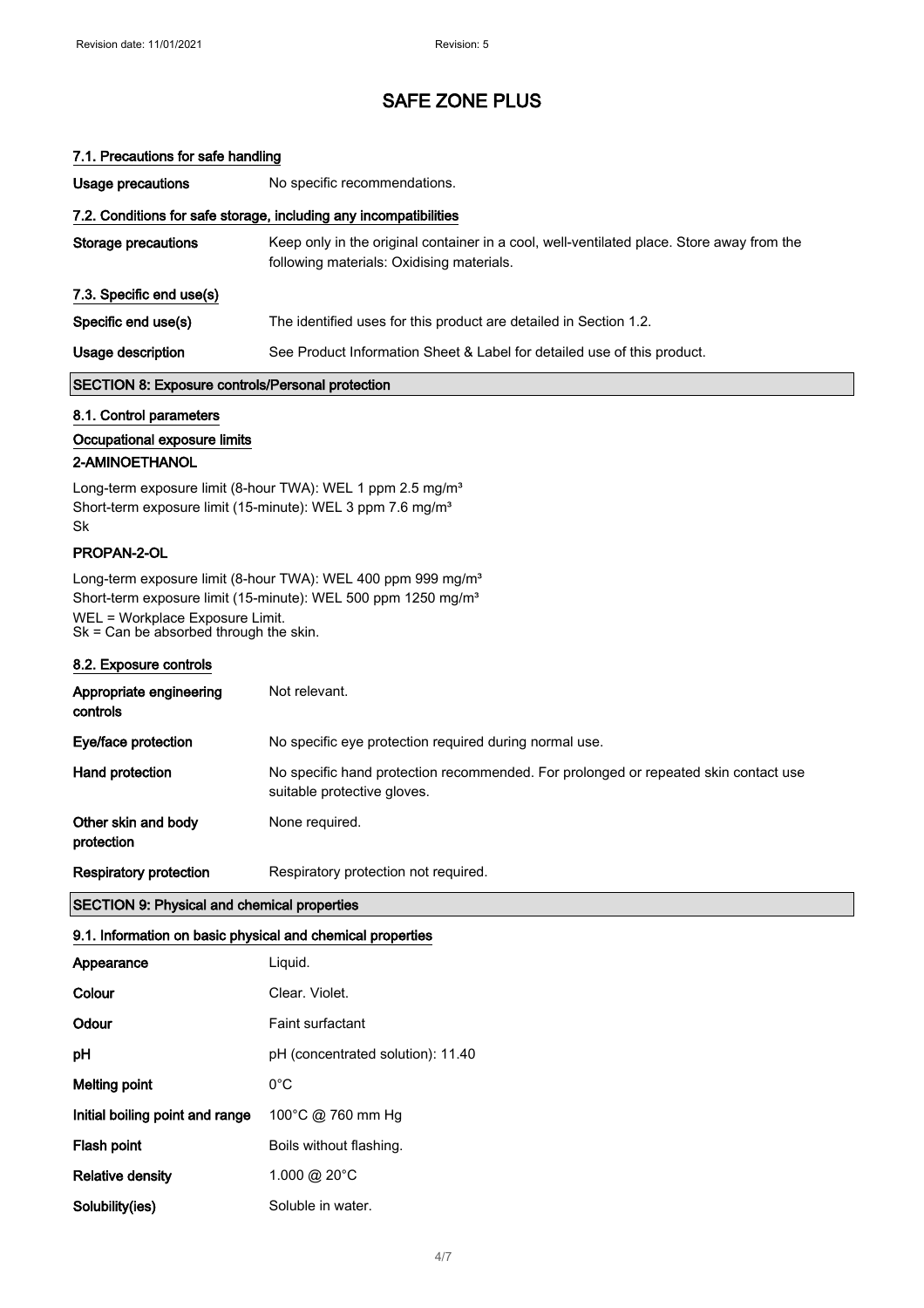# SAFE ZONE PLUS

### 7.1. Precautions for safe handling

| | |
|---|---|
| **Usage precautions** | No specific recommendations. |

### 7.2. Conditions for safe storage, including any incompatibilities

| | |
|---|---|
| **Storage precautions** | Keep only in the original container in a cool, well-ventilated place. Store away from the following materials: Oxidising materials. |

### 7.3. Specific end use(s)

| | |
|---|---|
| **Specific end use(s)** | The identified uses for this product are detailed in Section 1.2. |
| **Usage description** | See Product Information Sheet & Label for detailed use of this product. |

## SECTION 8: Exposure controls/Personal protection

### 8.1. Control parameters

**Occupational exposure limits**

**2-AMINOETHANOL**

Long-term exposure limit (8-hour TWA): WEL 1 ppm 2.5 mg/m³
Short-term exposure limit (15-minute): WEL 3 ppm 7.6 mg/m³
Sk

**PROPAN-2-OL**

Long-term exposure limit (8-hour TWA): WEL 400 ppm 999 mg/m³
Short-term exposure limit (15-minute): WEL 500 ppm 1250 mg/m³
WEL = Workplace Exposure Limit.
Sk = Can be absorbed through the skin.

### 8.2. Exposure controls

| | |
|---|---|
| **Appropriate engineering controls** | Not relevant. |
| **Eye/face protection** | No specific eye protection required during normal use. |
| **Hand protection** | No specific hand protection recommended. For prolonged or repeated skin contact use suitable protective gloves. |
| **Other skin and body protection** | None required. |
| **Respiratory protection** | Respiratory protection not required. |

## SECTION 9: Physical and chemical properties

### 9.1. Information on basic physical and chemical properties

| | |
|---|---|
| **Appearance** | Liquid. |
| **Colour** | Clear. Violet. |
| **Odour** | Faint surfactant |
| **pH** | pH (concentrated solution): 11.40 |
| **Melting point** | 0°C |
| **Initial boiling point and range** | 100°C @ 760 mm Hg |
| **Flash point** | Boils without flashing. |
| **Relative density** | 1.000 @ 20°C |
| **Solubility(ies)** | Soluble in water. |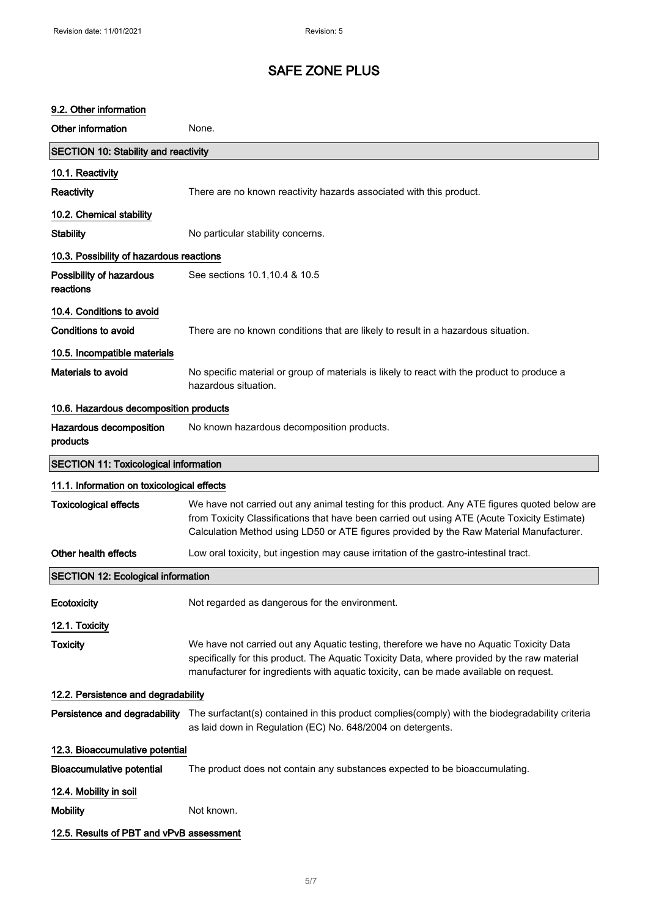# SAFE ZONE PLUS

### 9.2. Other information

**Other information** None.

## SECTION 10: Stability and reactivity

### 10.1. Reactivity

**Reactivity** There are no known reactivity hazards associated with this product.

### 10.2. Chemical stability

**Stability** No particular stability concerns.

### 10.3. Possibility of hazardous reactions

**Possibility of hazardous reactions** See sections 10.1,10.4 & 10.5

### 10.4. Conditions to avoid

**Conditions to avoid** There are no known conditions that are likely to result in a hazardous situation.

### 10.5. Incompatible materials

**Materials to avoid** No specific material or group of materials is likely to react with the product to produce a hazardous situation.

### 10.6. Hazardous decomposition products

**Hazardous decomposition products** No known hazardous decomposition products.

## SECTION 11: Toxicological information

### 11.1. Information on toxicological effects

**Toxicological effects** We have not carried out any animal testing for this product. Any ATE figures quoted below are from Toxicity Classifications that have been carried out using ATE (Acute Toxicity Estimate) Calculation Method using LD50 or ATE figures provided by the Raw Material Manufacturer.

**Other health effects** Low oral toxicity, but ingestion may cause irritation of the gastro-intestinal tract.

## SECTION 12: Ecological information

**Ecotoxicity** Not regarded as dangerous for the environment.

### 12.1. Toxicity

**Toxicity** We have not carried out any Aquatic testing, therefore we have no Aquatic Toxicity Data specifically for this product. The Aquatic Toxicity Data, where provided by the raw material manufacturer for ingredients with aquatic toxicity, can be made available on request.

### 12.2. Persistence and degradability

**Persistence and degradability** The surfactant(s) contained in this product complies(comply) with the biodegradability criteria as laid down in Regulation (EC) No. 648/2004 on detergents.

### 12.3. Bioaccumulative potential

**Bioaccumulative potential** The product does not contain any substances expected to be bioaccumulating.

### 12.4. Mobility in soil

**Mobility** Not known.

### 12.5. Results of PBT and vPvB assessment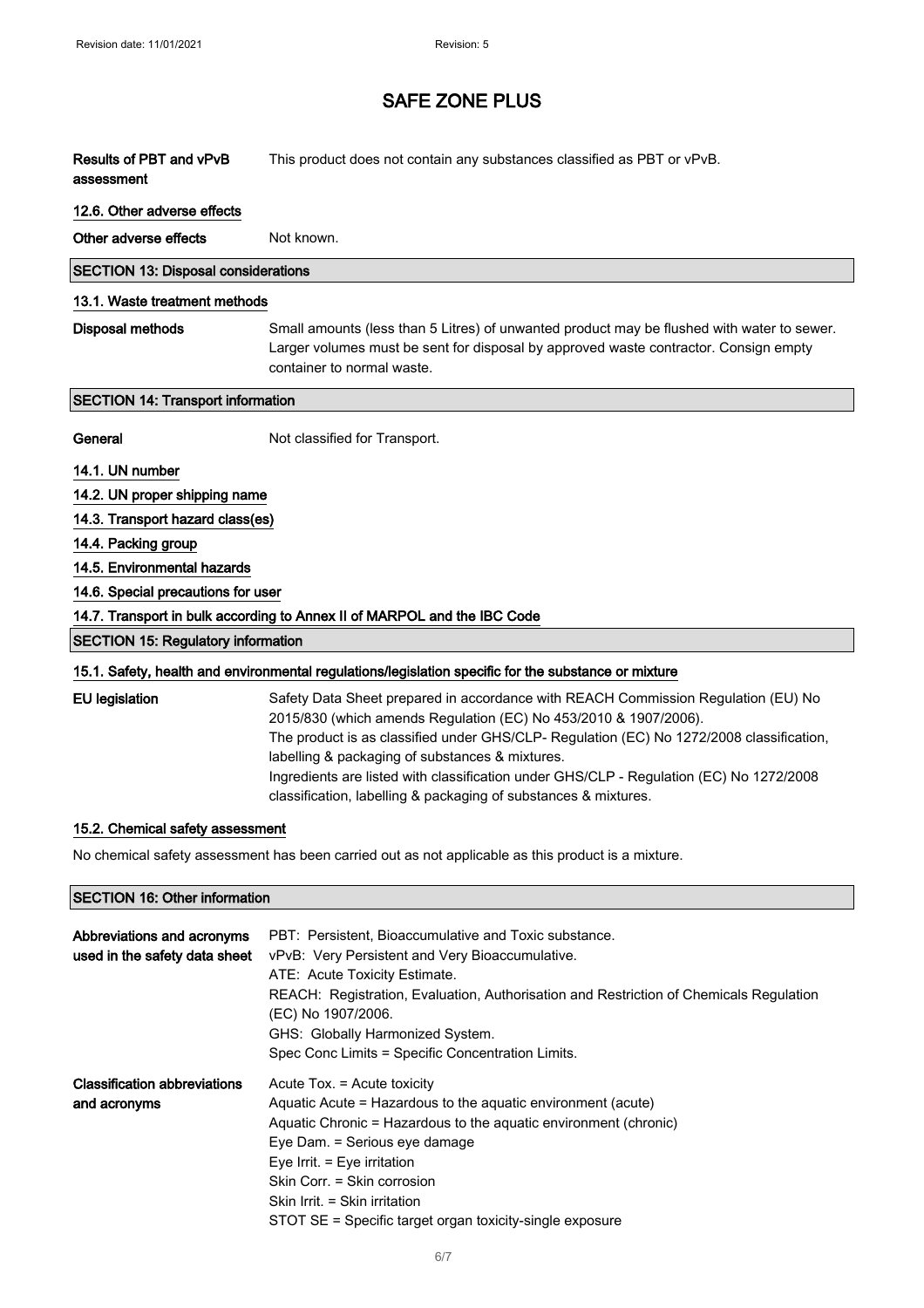**Results of PBT and vPvB assessment** This product does not contain any substances classified as PBT or vPvB.

### 12.6. Other adverse effects

**Other adverse effects** Not known.

## SECTION 13: Disposal considerations

### 13.1. Waste treatment methods

**Disposal methods** Small amounts (less than 5 Litres) of unwanted product may be flushed with water to sewer. Larger volumes must be sent for disposal by approved waste contractor. Consign empty container to normal waste.

## SECTION 14: Transport information

**General** Not classified for Transport.

### 14.1. UN number

### 14.2. UN proper shipping name

### 14.3. Transport hazard class(es)

### 14.4. Packing group

### 14.5. Environmental hazards

### 14.6. Special precautions for user

### 14.7. Transport in bulk according to Annex II of MARPOL and the IBC Code

## SECTION 15: Regulatory information

### 15.1. Safety, health and environmental regulations/legislation specific for the substance or mixture

**EU legislation** Safety Data Sheet prepared in accordance with REACH Commission Regulation (EU) No 2015/830 (which amends Regulation (EC) No 453/2010 & 1907/2006).
The product is as classified under GHS/CLP- Regulation (EC) No 1272/2008 classification, labelling & packaging of substances & mixtures.
Ingredients are listed with classification under GHS/CLP - Regulation (EC) No 1272/2008 classification, labelling & packaging of substances & mixtures.

### 15.2. Chemical safety assessment

No chemical safety assessment has been carried out as not applicable as this product is a mixture.

## SECTION 16: Other information

**Abbreviations and acronyms used in the safety data sheet**
PBT: Persistent, Bioaccumulative and Toxic substance.
vPvB: Very Persistent and Very Bioaccumulative.
ATE: Acute Toxicity Estimate.
REACH: Registration, Evaluation, Authorisation and Restriction of Chemicals Regulation (EC) No 1907/2006.
GHS: Globally Harmonized System.
Spec Conc Limits = Specific Concentration Limits.

**Classification abbreviations and acronyms**
Acute Tox. = Acute toxicity
Aquatic Acute = Hazardous to the aquatic environment (acute)
Aquatic Chronic = Hazardous to the aquatic environment (chronic)
Eye Dam. = Serious eye damage
Eye Irrit. = Eye irritation
Skin Corr. = Skin corrosion
Skin Irrit. = Skin irritation
STOT SE = Specific target organ toxicity-single exposure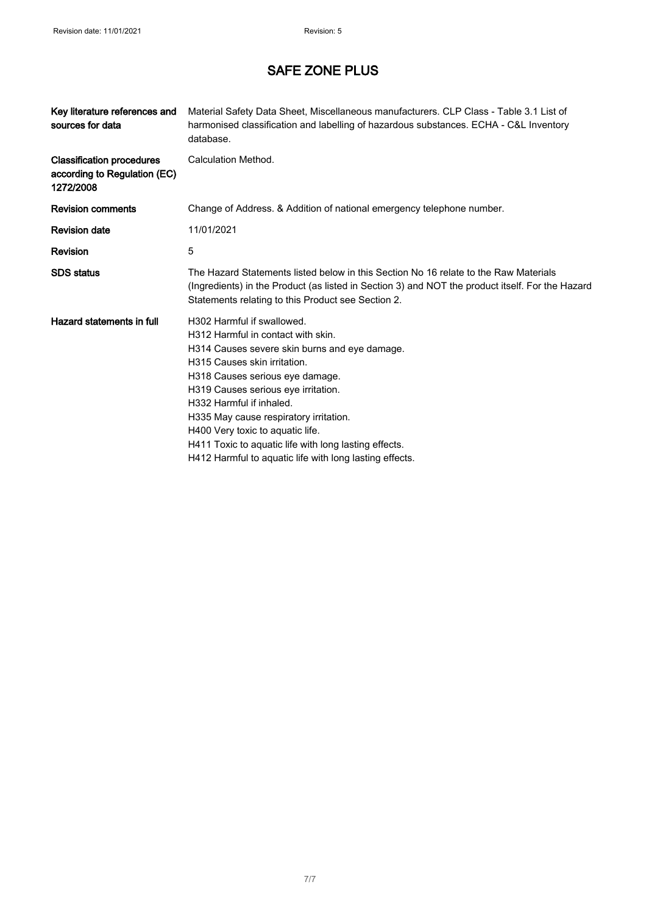# SAFE ZONE PLUS

| | |
|---|---|
| **Key literature references and sources for data** | Material Safety Data Sheet, Miscellaneous manufacturers. CLP Class - Table 3.1 List of harmonised classification and labelling of hazardous substances. ECHA - C&L Inventory database. |
| **Classification procedures according to Regulation (EC) 1272/2008** | Calculation Method. |
| **Revision comments** | Change of Address. & Addition of national emergency telephone number. |
| **Revision date** | 11/01/2021 |
| **Revision** | 5 |
| **SDS status** | The Hazard Statements listed below in this Section No 16 relate to the Raw Materials (Ingredients) in the Product (as listed in Section 3) and NOT the product itself. For the Hazard Statements relating to this Product see Section 2. |
| **Hazard statements in full** | H302 Harmful if swallowed.<br>H312 Harmful in contact with skin.<br>H314 Causes severe skin burns and eye damage.<br>H315 Causes skin irritation.<br>H318 Causes serious eye damage.<br>H319 Causes serious eye irritation.<br>H332 Harmful if inhaled.<br>H335 May cause respiratory irritation.<br>H400 Very toxic to aquatic life.<br>H411 Toxic to aquatic life with long lasting effects.<br>H412 Harmful to aquatic life with long lasting effects. |